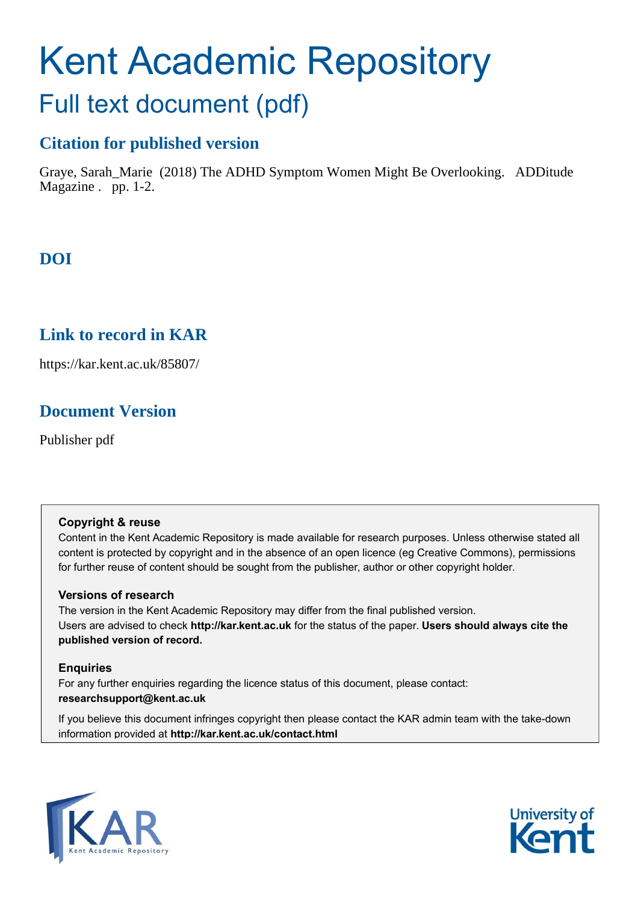# Kent Academic Repository

## Full text document (pdf)

### Citation for published version

Graye, Sarah_Marie (2018) The ADHD Symptom Women Might Be Overlooking. ADDitude Magazine . pp. 1-2.

### DOI

### Link to record in KAR

https://kar.kent.ac.uk/85807/

### Document Version

Publisher pdf

**Copyright & reuse**

Content in the Kent Academic Repository is made available for research purposes. Unless otherwise stated all content is protected by copyright and in the absence of an open licence (eg Creative Commons), permissions for further reuse of content should be sought from the publisher, author or other copyright holder.

**Versions of research**

The version in the Kent Academic Repository may differ from the final published version. Users are advised to check **http://kar.kent.ac.uk** for the status of the paper. **Users should always cite the published version of record.**

**Enquiries**

For any further enquiries regarding the licence status of this document, please contact: **researchsupport@kent.ac.uk**

If you believe this document infringes copyright then please contact the KAR admin team with the take-down information provided at **http://kar.kent.ac.uk/contact.html**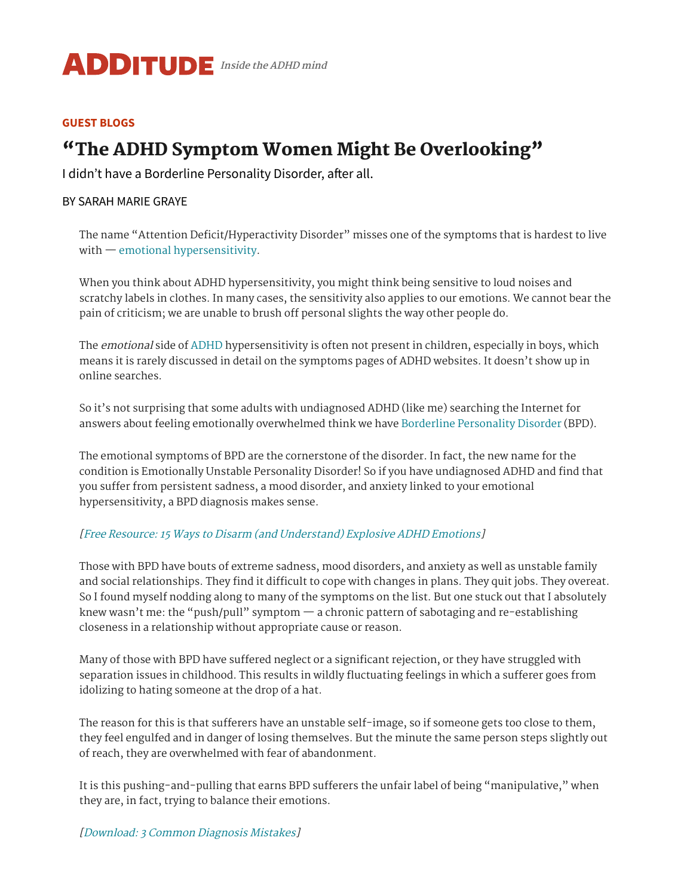# ADDITUDE *Inside the ADHD mind*

**GUEST BLOGS**

# "The ADHD Symptom Women Might Be Overlooking"

I didn't have a Borderline Personality Disorder, after all.

BY SARAH MARIE GRAYE

The name "Attention Deficit/Hyperactivity Disorder" misses one of the symptoms that is hardest to live with — emotional hypersensitivity.

When you think about ADHD hypersensitivity, you might think being sensitive to loud noises and scratchy labels in clothes. In many cases, the sensitivity also applies to our emotions. We cannot bear the pain of criticism; we are unable to brush off personal slights the way other people do.

The *emotional* side of ADHD hypersensitivity is often not present in children, especially in boys, which means it is rarely discussed in detail on the symptoms pages of ADHD websites. It doesn't show up in online searches.

So it's not surprising that some adults with undiagnosed ADHD (like me) searching the Internet for answers about feeling emotionally overwhelmed think we have Borderline Personality Disorder (BPD).

The emotional symptoms of BPD are the cornerstone of the disorder. In fact, the new name for the condition is Emotionally Unstable Personality Disorder! So if you have undiagnosed ADHD and find that you suffer from persistent sadness, a mood disorder, and anxiety linked to your emotional hypersensitivity, a BPD diagnosis makes sense.

*[Free Resource: 15 Ways to Disarm (and Understand) Explosive ADHD Emotions]*

Those with BPD have bouts of extreme sadness, mood disorders, and anxiety as well as unstable family and social relationships. They find it difficult to cope with changes in plans. They quit jobs. They overeat. So I found myself nodding along to many of the symptoms on the list. But one stuck out that I absolutely knew wasn't me: the "push/pull" symptom — a chronic pattern of sabotaging and re-establishing closeness in a relationship without appropriate cause or reason.

Many of those with BPD have suffered neglect or a significant rejection, or they have struggled with separation issues in childhood. This results in wildly fluctuating feelings in which a sufferer goes from idolizing to hating someone at the drop of a hat.

The reason for this is that sufferers have an unstable self-image, so if someone gets too close to them, they feel engulfed and in danger of losing themselves. But the minute the same person steps slightly out of reach, they are overwhelmed with fear of abandonment.

It is this pushing-and-pulling that earns BPD sufferers the unfair label of being "manipulative," when they are, in fact, trying to balance their emotions.

*[Download: 3 Common Diagnosis Mistakes]*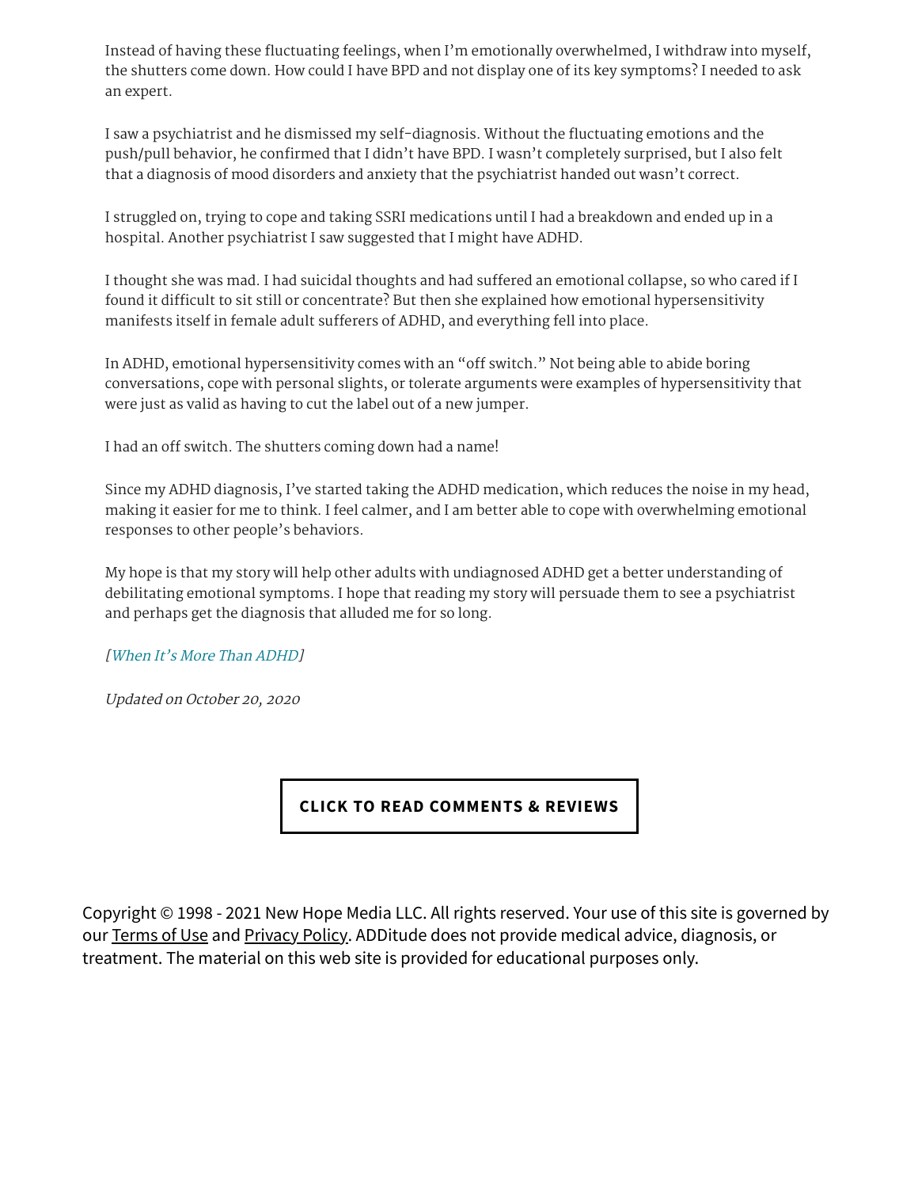Instead of having these fluctuating feelings, when I'm emotionally overwhelmed, I withdraw into myself, the shutters come down. How could I have BPD and not display one of its key symptoms? I needed to ask an expert.

I saw a psychiatrist and he dismissed my self-diagnosis. Without the fluctuating emotions and the push/pull behavior, he confirmed that I didn't have BPD. I wasn't completely surprised, but I also felt that a diagnosis of mood disorders and anxiety that the psychiatrist handed out wasn't correct.

I struggled on, trying to cope and taking SSRI medications until I had a breakdown and ended up in a hospital. Another psychiatrist I saw suggested that I might have ADHD.

I thought she was mad. I had suicidal thoughts and had suffered an emotional collapse, so who cared if I found it difficult to sit still or concentrate? But then she explained how emotional hypersensitivity manifests itself in female adult sufferers of ADHD, and everything fell into place.

In ADHD, emotional hypersensitivity comes with an "off switch." Not being able to abide boring conversations, cope with personal slights, or tolerate arguments were examples of hypersensitivity that were just as valid as having to cut the label out of a new jumper.

I had an off switch. The shutters coming down had a name!

Since my ADHD diagnosis, I've started taking the ADHD medication, which reduces the noise in my head, making it easier for me to think. I feel calmer, and I am better able to cope with overwhelming emotional responses to other people's behaviors.

My hope is that my story will help other adults with undiagnosed ADHD get a better understanding of debilitating emotional symptoms. I hope that reading my story will persuade them to see a psychiatrist and perhaps get the diagnosis that alluded me for so long.

*[When It's More Than ADHD]*

*Updated on October 20, 2020*

**CLICK TO READ COMMENTS & REVIEWS**

Copyright © 1998 - 2021 New Hope Media LLC. All rights reserved. Your use of this site is governed by our Terms of Use and Privacy Policy. ADDitude does not provide medical advice, diagnosis, or treatment. The material on this web site is provided for educational purposes only.